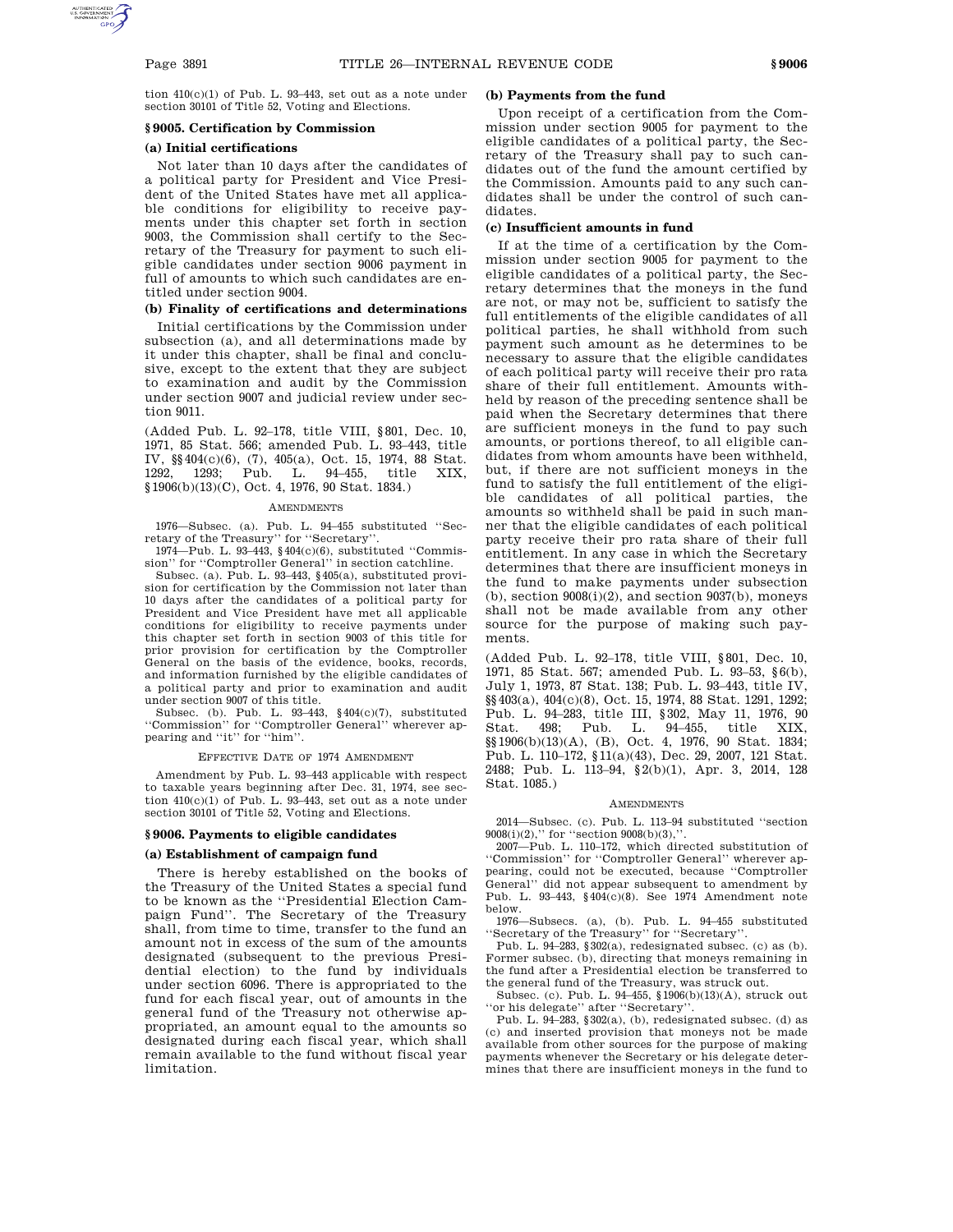tion 410(c)(1) of Pub. L. 93–443, set out as a note under section 30101 of Title 52, Voting and Elections.

### § 9005. Certification by Commission

#### (a) Initial certifications

Not later than 10 days after the candidates of a political party for President and Vice President of the United States have met all applicable conditions for eligibility to receive payments under this chapter set forth in section 9003, the Commission shall certify to the Secretary of the Treasury for payment to such eligible candidates under section 9006 payment in full of amounts to which such candidates are entitled under section 9004.

#### (b) Finality of certifications and determinations

Initial certifications by the Commission under subsection (a), and all determinations made by it under this chapter, shall be final and conclusive, except to the extent that they are subject to examination and audit by the Commission under section 9007 and judicial review under section 9011.

(Added Pub. L. 92–178, title VIII, §801, Dec. 10, 1971, 85 Stat. 566; amended Pub. L. 93–443, title IV, §§404(c)(6), (7), 405(a), Oct. 15, 1974, 88 Stat. 1292, 1293; Pub. L. 94–455, title XIX, §1906(b)(13)(C), Oct. 4, 1976, 90 Stat. 1834.)

AMENDMENTS

1976—Subsec. (a). Pub. L. 94–455 substituted "Secretary of the Treasury" for "Secretary".

1974—Pub. L. 93–443, §404(c)(6), substituted "Commission" for "Comptroller General" in section catchline.

Subsec. (a). Pub. L. 93–443, §405(a), substituted provision for certification by the Commission not later than 10 days after the candidates of a political party for President and Vice President have met all applicable conditions for eligibility to receive payments under this chapter set forth in section 9003 of this title for prior provision for certification by the Comptroller General on the basis of the evidence, books, records, and information furnished by the eligible candidates of a political party and prior to examination and audit under section 9007 of this title.

Subsec. (b). Pub. L. 93–443, §404(c)(7), substituted "Commission" for "Comptroller General" wherever appearing and "it" for "him".

EFFECTIVE DATE OF 1974 AMENDMENT

Amendment by Pub. L. 93–443 applicable with respect to taxable years beginning after Dec. 31, 1974, see section 410(c)(1) of Pub. L. 93–443, set out as a note under section 30101 of Title 52, Voting and Elections.

### § 9006. Payments to eligible candidates

#### (a) Establishment of campaign fund

There is hereby established on the books of the Treasury of the United States a special fund to be known as the "Presidential Election Campaign Fund". The Secretary of the Treasury shall, from time to time, transfer to the fund an amount not in excess of the sum of the amounts designated (subsequent to the previous Presidential election) to the fund by individuals under section 6096. There is appropriated to the fund for each fiscal year, out of amounts in the general fund of the Treasury not otherwise appropriated, an amount equal to the amounts so designated during each fiscal year, which shall remain available to the fund without fiscal year limitation.

#### (b) Payments from the fund

Upon receipt of a certification from the Commission under section 9005 for payment to the eligible candidates of a political party, the Secretary of the Treasury shall pay to such candidates out of the fund the amount certified by the Commission. Amounts paid to any such candidates shall be under the control of such candidates.

#### (c) Insufficient amounts in fund

If at the time of a certification by the Commission under section 9005 for payment to the eligible candidates of a political party, the Secretary determines that the moneys in the fund are not, or may not be, sufficient to satisfy the full entitlements of the eligible candidates of all political parties, he shall withhold from such payment such amount as he determines to be necessary to assure that the eligible candidates of each political party will receive their pro rata share of their full entitlement. Amounts withheld by reason of the preceding sentence shall be paid when the Secretary determines that there are sufficient moneys in the fund to pay such amounts, or portions thereof, to all eligible candidates from whom amounts have been withheld, but, if there are not sufficient moneys in the fund to satisfy the full entitlement of the eligible candidates of all political parties, the amounts so withheld shall be paid in such manner that the eligible candidates of each political party receive their pro rata share of their full entitlement. In any case in which the Secretary determines that there are insufficient moneys in the fund to make payments under subsection (b), section 9008(i)(2), and section 9037(b), moneys shall not be made available from any other source for the purpose of making such payments.

(Added Pub. L. 92–178, title VIII, §801, Dec. 10, 1971, 85 Stat. 567; amended Pub. L. 93–53, §6(b), July 1, 1973, 87 Stat. 138; Pub. L. 93–443, title IV, §§403(a), 404(c)(8), Oct. 15, 1974, 88 Stat. 1291, 1292; Pub. L. 94–283, title III, §302, May 11, 1976, 90 Stat. 498; Pub. L. 94–455, title XIX, §§1906(b)(13)(A), (B), Oct. 4, 1976, 90 Stat. 1834; Pub. L. 110–172, §11(a)(43), Dec. 29, 2007, 121 Stat. 2488; Pub. L. 113–94, §2(b)(1), Apr. 3, 2014, 128 Stat. 1085.)

AMENDMENTS

2014—Subsec. (c). Pub. L. 113–94 substituted "section 9008(i)(2)," for "section 9008(b)(3),".

2007—Pub. L. 110–172, which directed substitution of "Commission" for "Comptroller General" wherever appearing, could not be executed, because "Comptroller General" did not appear subsequent to amendment by Pub. L. 93–443, §404(c)(8). See 1974 Amendment note below.

1976—Subsecs. (a), (b). Pub. L. 94–455 substituted "Secretary of the Treasury" for "Secretary".

Pub. L. 94–283, §302(a), redesignated subsec. (c) as (b). Former subsec. (b), directing that moneys remaining in the fund after a Presidential election be transferred to the general fund of the Treasury, was struck out.

Subsec. (c). Pub. L. 94–455, §1906(b)(13)(A), struck out "or his delegate" after "Secretary".

Pub. L. 94–283, §302(a), (b), redesignated subsec. (d) as (c) and inserted provision that moneys not be made available from other sources for the purpose of making payments whenever the Secretary or his delegate determines that there are insufficient moneys in the fund to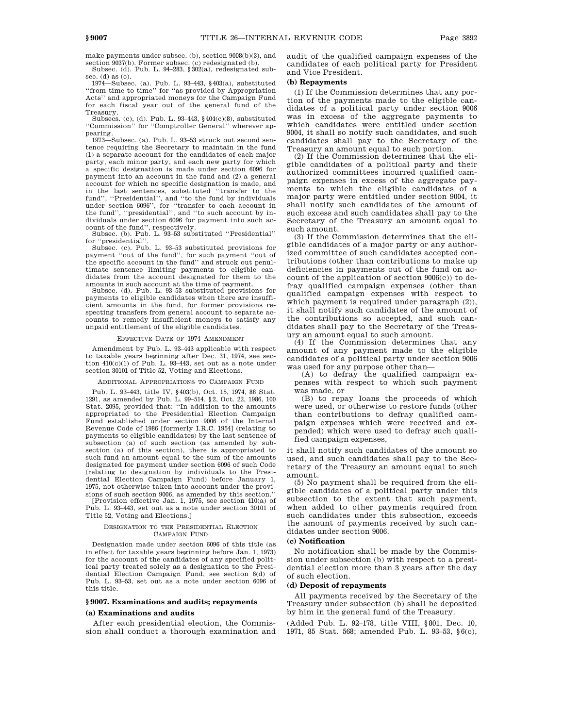make payments under subsec. (b), section 9008(b)(3), and section 9037(b). Former subsec. (c) redesignated (b).

Subsec. (d). Pub. L. 94–283, §302(a), redesignated subsec. (d) as (c).

1974—Subsec. (a). Pub. L. 93–443, §403(a), substituted ''from time to time'' for ''as provided by Appropriation Acts'' and appropriated moneys for the Campaign Fund for each fiscal year out of the general fund of the Treasury.

Subsecs. (c), (d). Pub. L. 93–443, §404(c)(8), substituted ''Commission'' for ''Comptroller General'' wherever appearing.

1973—Subsec. (a). Pub. L. 93–53 struck out second sentence requiring the Secretary to maintain in the fund (1) a separate account for the candidates of each major party, each minor party, and each new party for which a specific designation is made under section 6096 for payment into an account in the fund and (2) a general account for which no specific designation is made, and in the last sentences, substituted ''transfer to the fund'', ''Presidential'', and ''to the fund by individuals under section 6096'', for ''transfer to each account in the fund'', ''presidential'', and ''to such account by individuals under section 6096 for payment into such account of the fund'', respectively.

Subsec. (b). Pub. L. 93–53 substituted ''Presidential'' for ''presidential''.

Subsec. (c). Pub. L. 93–53 substituted provisions for payment ''out of the fund'', for such payment ''out of the specific account in the fund'' and struck out penultimate sentence limiting payments to eligible candidates from the account designated for them to the amounts in such account at the time of payment.

Subsec. (d). Pub. L. 93–53 substituted provisions for payments to eligible candidates when there are insufficient amounts in the fund, for former provisions respecting transfers from general account to separate accounts to remedy insufficient moneys to satisfy any unpaid entitlement of the eligible candidates.

EFFECTIVE DATE OF 1974 AMENDMENT

Amendment by Pub. L. 93–443 applicable with respect to taxable years beginning after Dec. 31, 1974, see section 410(c)(1) of Pub. L. 93–443, set out as a note under section 30101 of Title 52, Voting and Elections.

ADDITIONAL APPROPRIATIONS TO CAMPAIGN FUND

Pub. L. 93–443, title IV, §403(b), Oct. 15, 1974, 88 Stat. 1291, as amended by Pub. L. 99–514, §2, Oct. 22, 1986, 100 Stat. 2095, provided that: ''In addition to the amounts appropriated to the Presidential Election Campaign Fund established under section 9006 of the Internal Revenue Code of 1986 [formerly I.R.C. 1954] (relating to payments to eligible candidates) by the last sentence of subsection (a) of such section (as amended by subsection (a) of this section), there is appropriated to such fund an amount equal to the sum of the amounts designated for payment under section 6096 of such Code (relating to designation by individuals to the Presidential Election Campaign Fund) before January 1, 1975, not otherwise taken into account under the provisions of such section 9006, as amended by this section.''

[Provision effective Jan. 1, 1975, see section 410(a) of Pub. L. 93–443, set out as a note under section 30101 of Title 52, Voting and Elections.]

DESIGNATION TO THE PRESIDENTIAL ELECTION CAMPAIGN FUND

Designation made under section 6096 of this title (as in effect for taxable years beginning before Jan. 1, 1973) for the account of the candidates of any specified political party treated solely as a designation to the Presidential Election Campaign Fund, see section 6(d) of Pub. L. 93–53, set out as a note under section 6096 of this title.

## § 9007. Examinations and audits; repayments

### (a) Examinations and audits

After each presidential election, the Commission shall conduct a thorough examination and audit of the qualified campaign expenses of the candidates of each political party for President and Vice President.

### (b) Repayments

(1) If the Commission determines that any portion of the payments made to the eligible candidates of a political party under section 9006 was in excess of the aggregate payments to which candidates were entitled under section 9004, it shall so notify such candidates, and such candidates shall pay to the Secretary of the Treasury an amount equal to such portion.

(2) If the Commission determines that the eligible candidates of a political party and their authorized committees incurred qualified campaign expenses in excess of the aggregate payments to which the eligible candidates of a major party were entitled under section 9004, it shall notify such candidates of the amount of such excess and such candidates shall pay to the Secretary of the Treasury an amount equal to such amount.

(3) If the Commission determines that the eligible candidates of a major party or any authorized committee of such candidates accepted contributions (other than contributions to make up deficiencies in payments out of the fund on account of the application of section 9006(c)) to defray qualified campaign expenses (other than qualified campaign expenses with respect to which payment is required under paragraph (2)), it shall notify such candidates of the amount of the contributions so accepted, and such candidates shall pay to the Secretary of the Treasury an amount equal to such amount.

(4) If the Commission determines that any amount of any payment made to the eligible candidates of a political party under section 9006 was used for any purpose other than—

(A) to defray the qualified campaign expenses with respect to which such payment was made, or

(B) to repay loans the proceeds of which were used, or otherwise to restore funds (other than contributions to defray qualified campaign expenses which were received and expended) which were used to defray such qualified campaign expenses,

it shall notify such candidates of the amount so used, and such candidates shall pay to the Secretary of the Treasury an amount equal to such amount.

(5) No payment shall be required from the eligible candidates of a political party under this subsection to the extent that such payment, when added to other payments required from such candidates under this subsection, exceeds the amount of payments received by such candidates under section 9006.

### (c) Notification

No notification shall be made by the Commission under subsection (b) with respect to a presidential election more than 3 years after the day of such election.

### (d) Deposit of repayments

All payments received by the Secretary of the Treasury under subsection (b) shall be deposited by him in the general fund of the Treasury.

(Added Pub. L. 92–178, title VIII, §801, Dec. 10, 1971, 85 Stat. 568; amended Pub. L. 93–53, §6(c),